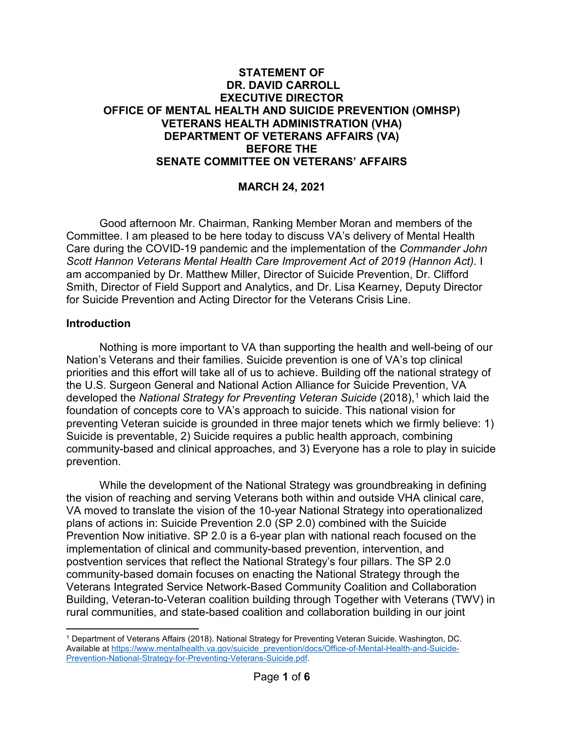**STATEMENT OF**
**DR. DAVID CARROLL**
**EXECUTIVE DIRECTOR**
**OFFICE OF MENTAL HEALTH AND SUICIDE PREVENTION (OMHSP)**
**VETERANS HEALTH ADMINISTRATION (VHA)**
**DEPARTMENT OF VETERANS AFFAIRS (VA)**
**BEFORE THE**
**SENATE COMMITTEE ON VETERANS' AFFAIRS**

**MARCH 24, 2021**

Good afternoon Mr. Chairman, Ranking Member Moran and members of the Committee. I am pleased to be here today to discuss VA's delivery of Mental Health Care during the COVID-19 pandemic and the implementation of the *Commander John Scott Hannon Veterans Mental Health Care Improvement Act of 2019 (Hannon Act).* I am accompanied by Dr. Matthew Miller, Director of Suicide Prevention, Dr. Clifford Smith, Director of Field Support and Analytics, and Dr. Lisa Kearney, Deputy Director for Suicide Prevention and Acting Director for the Veterans Crisis Line.

## Introduction

Nothing is more important to VA than supporting the health and well-being of our Nation's Veterans and their families. Suicide prevention is one of VA's top clinical priorities and this effort will take all of us to achieve. Building off the national strategy of the U.S. Surgeon General and National Action Alliance for Suicide Prevention, VA developed the *National Strategy for Preventing Veteran Suicide* (2018),[1] which laid the foundation of concepts core to VA's approach to suicide. This national vision for preventing Veteran suicide is grounded in three major tenets which we firmly believe: 1) Suicide is preventable, 2) Suicide requires a public health approach, combining community-based and clinical approaches, and 3) Everyone has a role to play in suicide prevention.

While the development of the National Strategy was groundbreaking in defining the vision of reaching and serving Veterans both within and outside VHA clinical care, VA moved to translate the vision of the 10-year National Strategy into operationalized plans of actions in: Suicide Prevention 2.0 (SP 2.0) combined with the Suicide Prevention Now initiative. SP 2.0 is a 6-year plan with national reach focused on the implementation of clinical and community-based prevention, intervention, and postvention services that reflect the National Strategy's four pillars. The SP 2.0 community-based domain focuses on enacting the National Strategy through the Veterans Integrated Service Network-Based Community Coalition and Collaboration Building, Veteran-to-Veteran coalition building through Together with Veterans (TWV) in rural communities, and state-based coalition and collaboration building in our joint

[1] Department of Veterans Affairs (2018). National Strategy for Preventing Veteran Suicide. Washington, DC. Available at https://www.mentalhealth.va.gov/suicide_prevention/docs/Office-of-Mental-Health-and-Suicide-Prevention-National-Strategy-for-Preventing-Veterans-Suicide.pdf.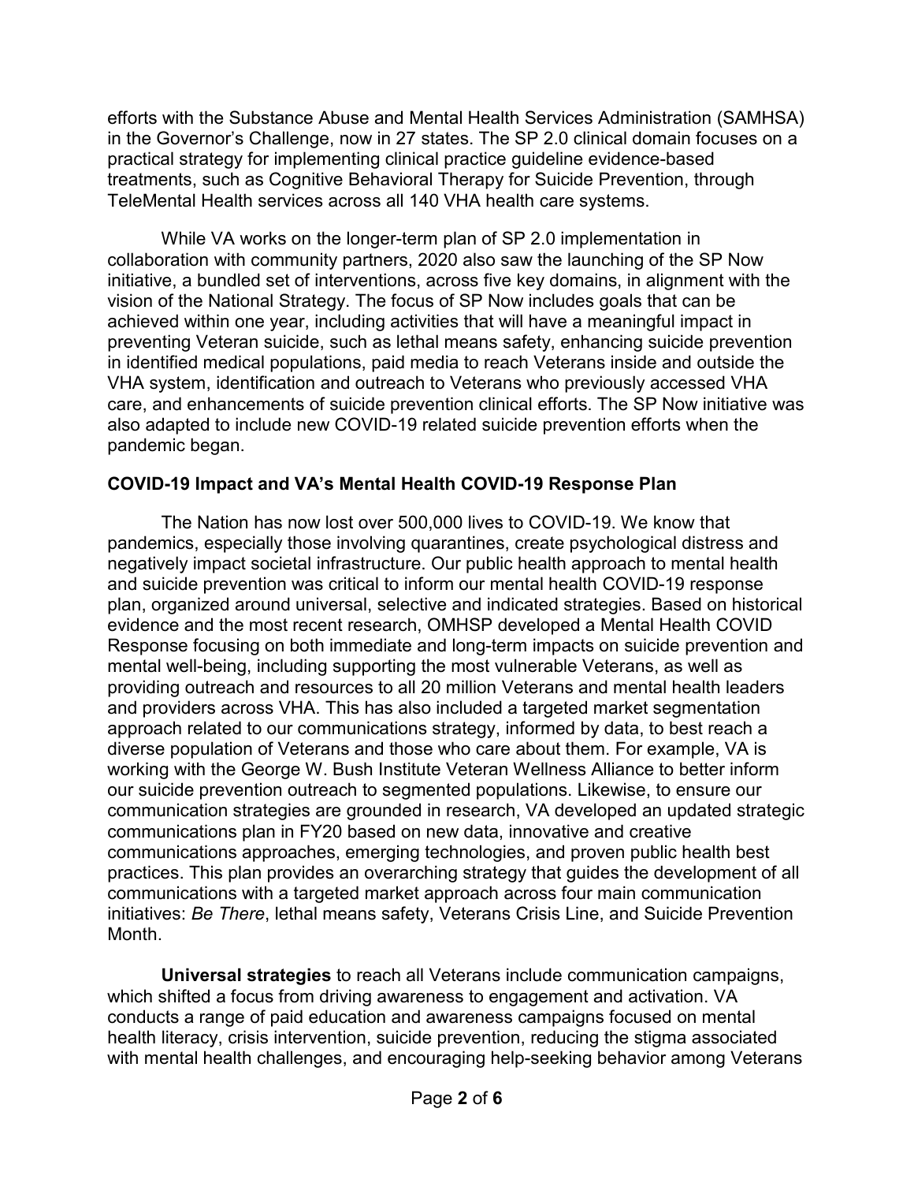efforts with the Substance Abuse and Mental Health Services Administration (SAMHSA) in the Governor's Challenge, now in 27 states. The SP 2.0 clinical domain focuses on a practical strategy for implementing clinical practice guideline evidence-based treatments, such as Cognitive Behavioral Therapy for Suicide Prevention, through TeleMental Health services across all 140 VHA health care systems.

While VA works on the longer-term plan of SP 2.0 implementation in collaboration with community partners, 2020 also saw the launching of the SP Now initiative, a bundled set of interventions, across five key domains, in alignment with the vision of the National Strategy. The focus of SP Now includes goals that can be achieved within one year, including activities that will have a meaningful impact in preventing Veteran suicide, such as lethal means safety, enhancing suicide prevention in identified medical populations, paid media to reach Veterans inside and outside the VHA system, identification and outreach to Veterans who previously accessed VHA care, and enhancements of suicide prevention clinical efforts. The SP Now initiative was also adapted to include new COVID-19 related suicide prevention efforts when the pandemic began.

**COVID-19 Impact and VA's Mental Health COVID-19 Response Plan**

The Nation has now lost over 500,000 lives to COVID-19. We know that pandemics, especially those involving quarantines, create psychological distress and negatively impact societal infrastructure. Our public health approach to mental health and suicide prevention was critical to inform our mental health COVID-19 response plan, organized around universal, selective and indicated strategies. Based on historical evidence and the most recent research, OMHSP developed a Mental Health COVID Response focusing on both immediate and long-term impacts on suicide prevention and mental well-being, including supporting the most vulnerable Veterans, as well as providing outreach and resources to all 20 million Veterans and mental health leaders and providers across VHA. This has also included a targeted market segmentation approach related to our communications strategy, informed by data, to best reach a diverse population of Veterans and those who care about them. For example, VA is working with the George W. Bush Institute Veteran Wellness Alliance to better inform our suicide prevention outreach to segmented populations. Likewise, to ensure our communication strategies are grounded in research, VA developed an updated strategic communications plan in FY20 based on new data, innovative and creative communications approaches, emerging technologies, and proven public health best practices. This plan provides an overarching strategy that guides the development of all communications with a targeted market approach across four main communication initiatives: *Be There*, lethal means safety, Veterans Crisis Line, and Suicide Prevention Month.

**Universal strategies** to reach all Veterans include communication campaigns, which shifted a focus from driving awareness to engagement and activation. VA conducts a range of paid education and awareness campaigns focused on mental health literacy, crisis intervention, suicide prevention, reducing the stigma associated with mental health challenges, and encouraging help-seeking behavior among Veterans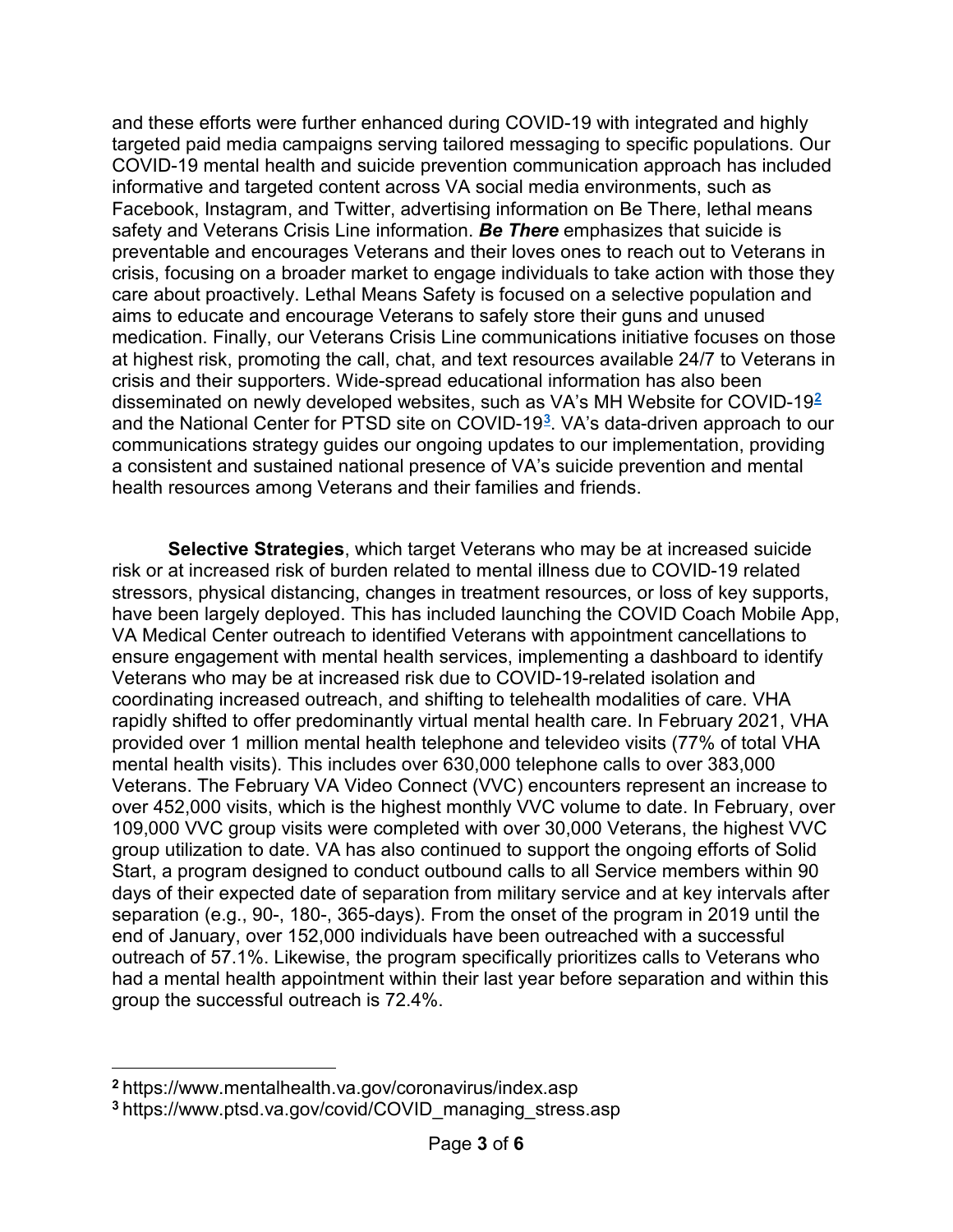and these efforts were further enhanced during COVID-19 with integrated and highly targeted paid media campaigns serving tailored messaging to specific populations. Our COVID-19 mental health and suicide prevention communication approach has included informative and targeted content across VA social media environments, such as Facebook, Instagram, and Twitter, advertising information on Be There, lethal means safety and Veterans Crisis Line information. ***Be There*** emphasizes that suicide is preventable and encourages Veterans and their loves ones to reach out to Veterans in crisis, focusing on a broader market to engage individuals to take action with those they care about proactively. Lethal Means Safety is focused on a selective population and aims to educate and encourage Veterans to safely store their guns and unused medication. Finally, our Veterans Crisis Line communications initiative focuses on those at highest risk, promoting the call, chat, and text resources available 24/7 to Veterans in crisis and their supporters. Wide-spread educational information has also been disseminated on newly developed websites, such as VA's MH Website for COVID-19[2] and the National Center for PTSD site on COVID-19[3]. VA's data-driven approach to our communications strategy guides our ongoing updates to our implementation, providing a consistent and sustained national presence of VA's suicide prevention and mental health resources among Veterans and their families and friends.

**Selective Strategies**, which target Veterans who may be at increased suicide risk or at increased risk of burden related to mental illness due to COVID-19 related stressors, physical distancing, changes in treatment resources, or loss of key supports, have been largely deployed. This has included launching the COVID Coach Mobile App, VA Medical Center outreach to identified Veterans with appointment cancellations to ensure engagement with mental health services, implementing a dashboard to identify Veterans who may be at increased risk due to COVID-19-related isolation and coordinating increased outreach, and shifting to telehealth modalities of care. VHA rapidly shifted to offer predominantly virtual mental health care. In February 2021, VHA provided over 1 million mental health telephone and televideo visits (77% of total VHA mental health visits). This includes over 630,000 telephone calls to over 383,000 Veterans. The February VA Video Connect (VVC) encounters represent an increase to over 452,000 visits, which is the highest monthly VVC volume to date. In February, over 109,000 VVC group visits were completed with over 30,000 Veterans, the highest VVC group utilization to date. VA has also continued to support the ongoing efforts of Solid Start, a program designed to conduct outbound calls to all Service members within 90 days of their expected date of separation from military service and at key intervals after separation (e.g., 90-, 180-, 365-days). From the onset of the program in 2019 until the end of January, over 152,000 individuals have been outreached with a successful outreach of 57.1%. Likewise, the program specifically prioritizes calls to Veterans who had a mental health appointment within their last year before separation and within this group the successful outreach is 72.4%.

---

[2] https://www.mentalhealth.va.gov/coronavirus/index.asp
[3] https://www.ptsd.va.gov/covid/COVID_managing_stress.asp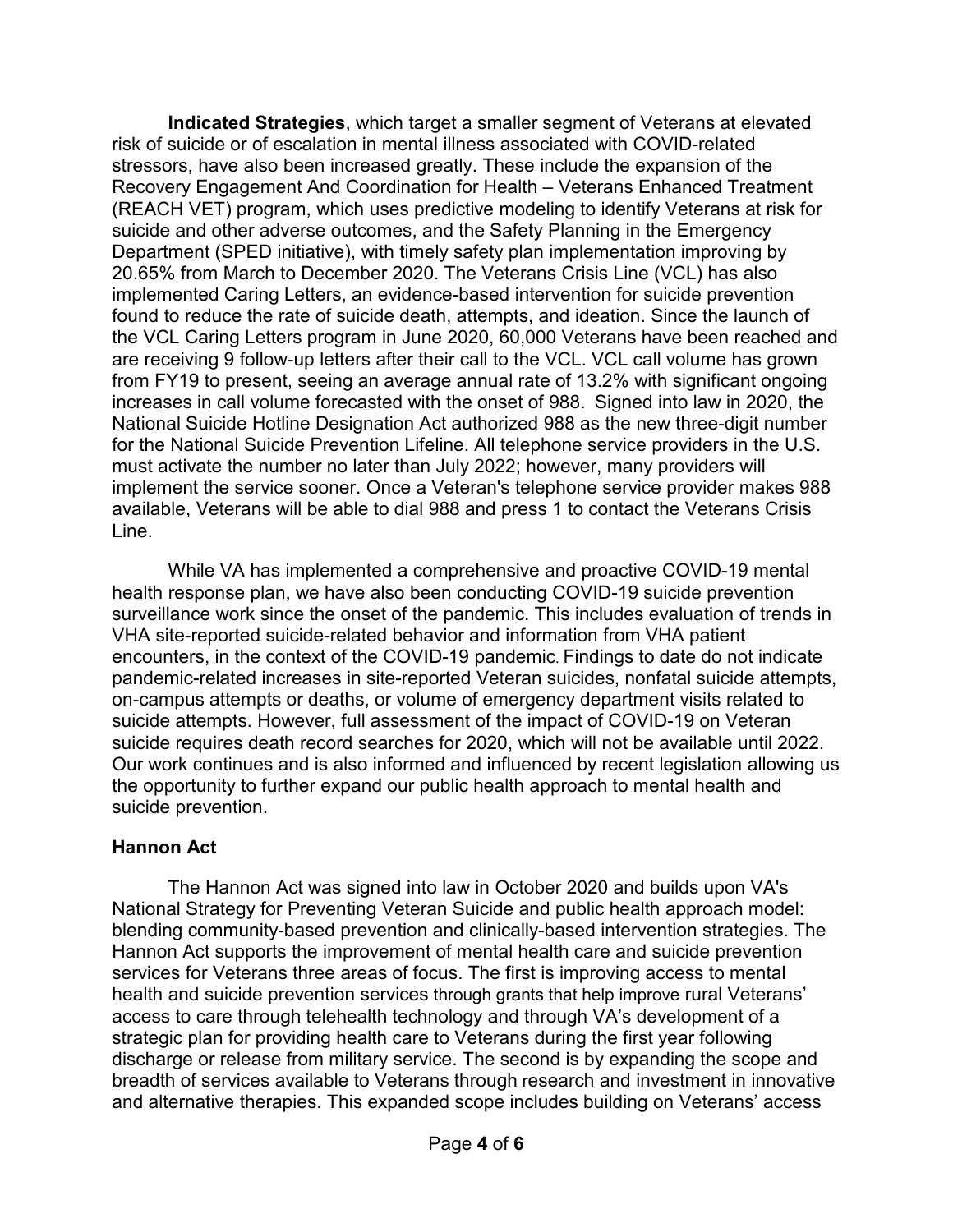**Indicated Strategies**, which target a smaller segment of Veterans at elevated risk of suicide or of escalation in mental illness associated with COVID-related stressors, have also been increased greatly. These include the expansion of the Recovery Engagement And Coordination for Health – Veterans Enhanced Treatment (REACH VET) program, which uses predictive modeling to identify Veterans at risk for suicide and other adverse outcomes, and the Safety Planning in the Emergency Department (SPED initiative), with timely safety plan implementation improving by 20.65% from March to December 2020. The Veterans Crisis Line (VCL) has also implemented Caring Letters, an evidence-based intervention for suicide prevention found to reduce the rate of suicide death, attempts, and ideation. Since the launch of the VCL Caring Letters program in June 2020, 60,000 Veterans have been reached and are receiving 9 follow-up letters after their call to the VCL. VCL call volume has grown from FY19 to present, seeing an average annual rate of 13.2% with significant ongoing increases in call volume forecasted with the onset of 988. Signed into law in 2020, the National Suicide Hotline Designation Act authorized 988 as the new three-digit number for the National Suicide Prevention Lifeline. All telephone service providers in the U.S. must activate the number no later than July 2022; however, many providers will implement the service sooner. Once a Veteran's telephone service provider makes 988 available, Veterans will be able to dial 988 and press 1 to contact the Veterans Crisis Line.

While VA has implemented a comprehensive and proactive COVID-19 mental health response plan, we have also been conducting COVID-19 suicide prevention surveillance work since the onset of the pandemic. This includes evaluation of trends in VHA site-reported suicide-related behavior and information from VHA patient encounters, in the context of the COVID-19 pandemic. Findings to date do not indicate pandemic-related increases in site-reported Veteran suicides, nonfatal suicide attempts, on-campus attempts or deaths, or volume of emergency department visits related to suicide attempts. However, full assessment of the impact of COVID-19 on Veteran suicide requires death record searches for 2020, which will not be available until 2022. Our work continues and is also informed and influenced by recent legislation allowing us the opportunity to further expand our public health approach to mental health and suicide prevention.

**Hannon Act**

The Hannon Act was signed into law in October 2020 and builds upon VA's National Strategy for Preventing Veteran Suicide and public health approach model: blending community-based prevention and clinically-based intervention strategies. The Hannon Act supports the improvement of mental health care and suicide prevention services for Veterans three areas of focus. The first is improving access to mental health and suicide prevention services through grants that help improve rural Veterans' access to care through telehealth technology and through VA's development of a strategic plan for providing health care to Veterans during the first year following discharge or release from military service. The second is by expanding the scope and breadth of services available to Veterans through research and investment in innovative and alternative therapies. This expanded scope includes building on Veterans' access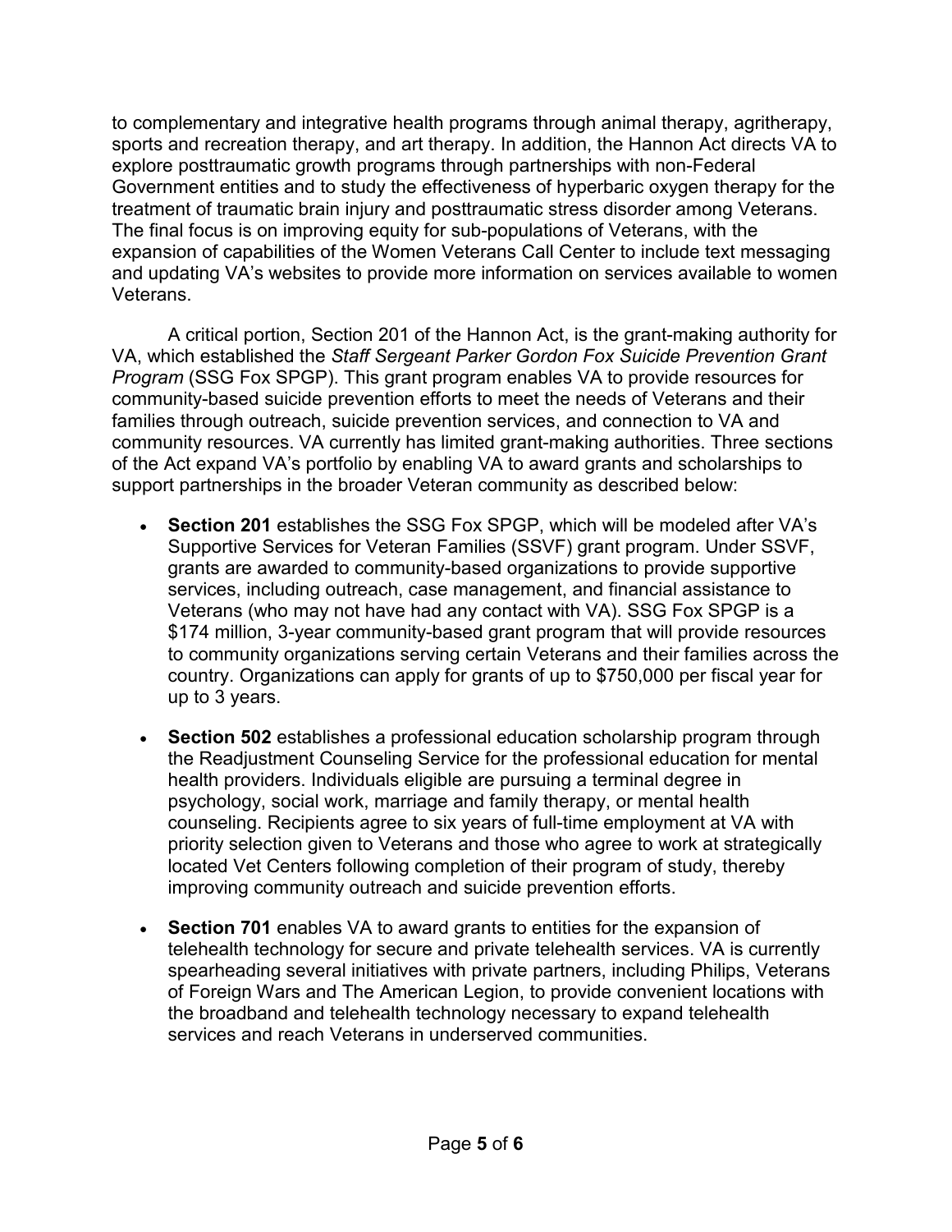to complementary and integrative health programs through animal therapy, agritherapy, sports and recreation therapy, and art therapy. In addition, the Hannon Act directs VA to explore posttraumatic growth programs through partnerships with non-Federal Government entities and to study the effectiveness of hyperbaric oxygen therapy for the treatment of traumatic brain injury and posttraumatic stress disorder among Veterans. The final focus is on improving equity for sub-populations of Veterans, with the expansion of capabilities of the Women Veterans Call Center to include text messaging and updating VA's websites to provide more information on services available to women Veterans.

A critical portion, Section 201 of the Hannon Act, is the grant-making authority for VA, which established the *Staff Sergeant Parker Gordon Fox Suicide Prevention Grant Program* (SSG Fox SPGP). This grant program enables VA to provide resources for community-based suicide prevention efforts to meet the needs of Veterans and their families through outreach, suicide prevention services, and connection to VA and community resources. VA currently has limited grant-making authorities. Three sections of the Act expand VA's portfolio by enabling VA to award grants and scholarships to support partnerships in the broader Veteran community as described below:

- **Section 201** establishes the SSG Fox SPGP, which will be modeled after VA's Supportive Services for Veteran Families (SSVF) grant program. Under SSVF, grants are awarded to community-based organizations to provide supportive services, including outreach, case management, and financial assistance to Veterans (who may not have had any contact with VA). SSG Fox SPGP is a $174 million, 3-year community-based grant program that will provide resources to community organizations serving certain Veterans and their families across the country. Organizations can apply for grants of up to $750,000 per fiscal year for up to 3 years.
- **Section 502** establishes a professional education scholarship program through the Readjustment Counseling Service for the professional education for mental health providers. Individuals eligible are pursuing a terminal degree in psychology, social work, marriage and family therapy, or mental health counseling. Recipients agree to six years of full-time employment at VA with priority selection given to Veterans and those who agree to work at strategically located Vet Centers following completion of their program of study, thereby improving community outreach and suicide prevention efforts.
- **Section 701** enables VA to award grants to entities for the expansion of telehealth technology for secure and private telehealth services. VA is currently spearheading several initiatives with private partners, including Philips, Veterans of Foreign Wars and The American Legion, to provide convenient locations with the broadband and telehealth technology necessary to expand telehealth services and reach Veterans in underserved communities.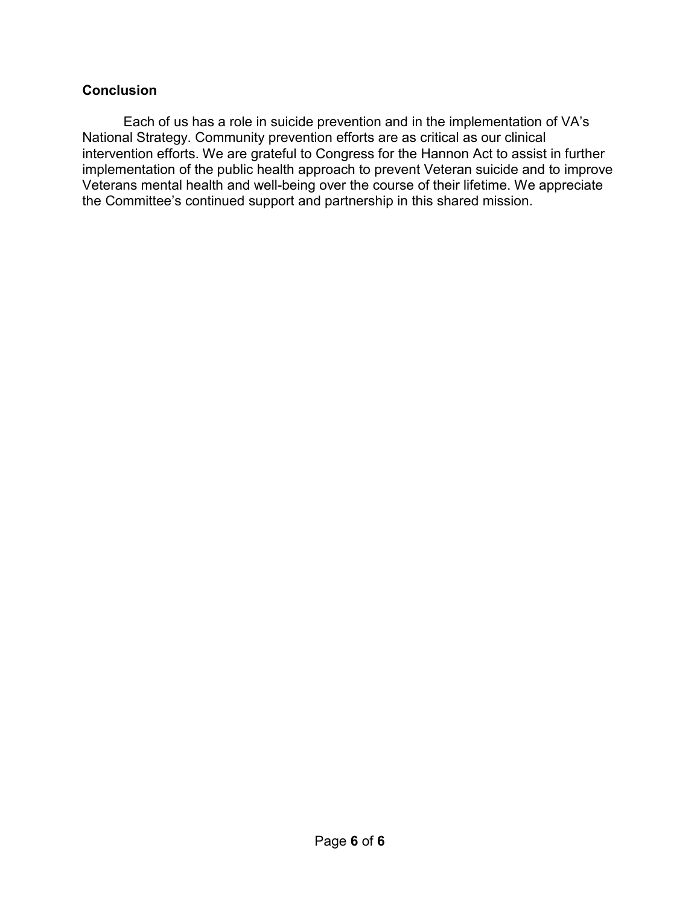## Conclusion

Each of us has a role in suicide prevention and in the implementation of VA's National Strategy. Community prevention efforts are as critical as our clinical intervention efforts. We are grateful to Congress for the Hannon Act to assist in further implementation of the public health approach to prevent Veteran suicide and to improve Veterans mental health and well-being over the course of their lifetime. We appreciate the Committee's continued support and partnership in this shared mission.